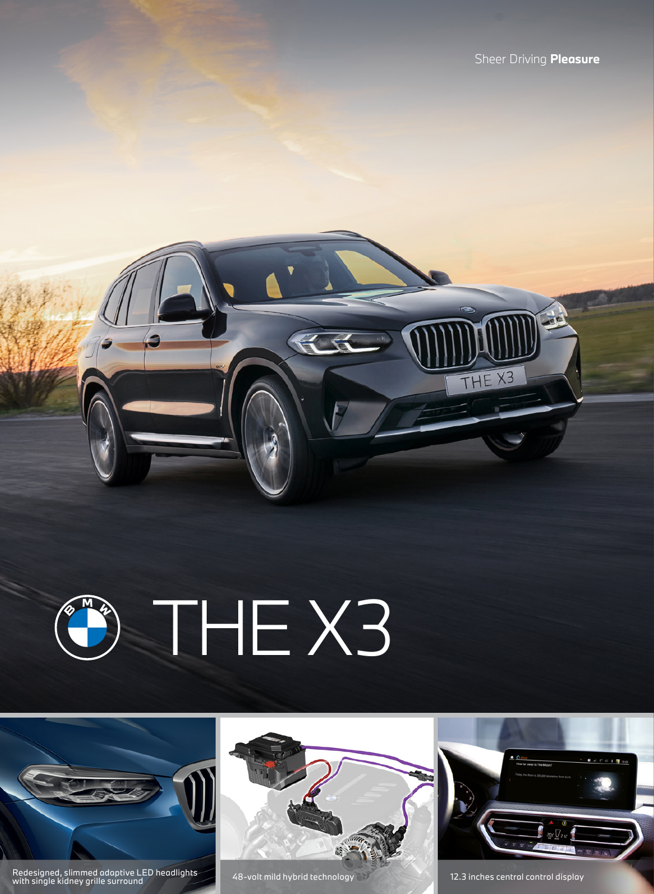Sheer Driving **Pleasure**

# THE X3

Redesigned, slimmed adaptive LED headlights with single kidney grille surround

48-volt mild hybrid technology

12.3 inches central control display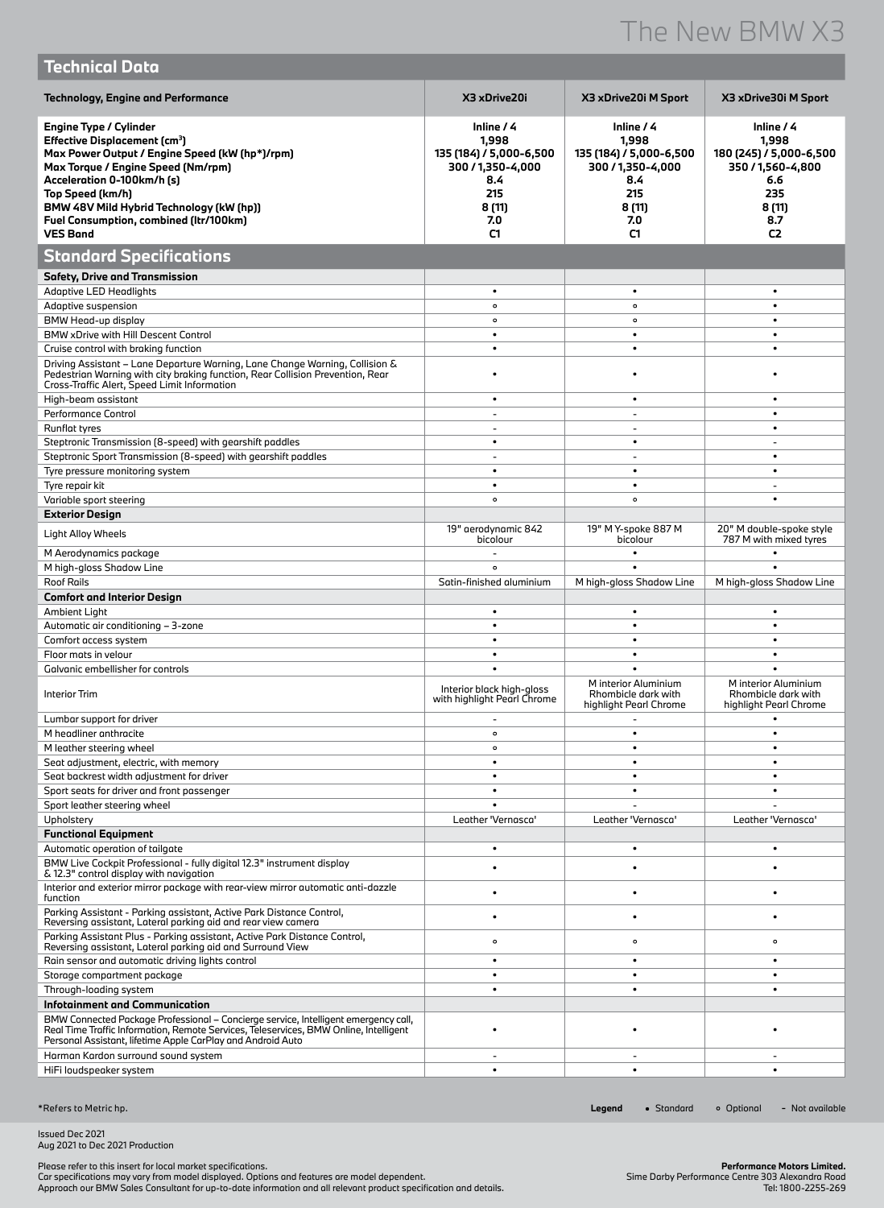# The New BMW X3

## Technical Data

| Technology, Engine and Performance | X3 xDrive20i | X3 xDrive20i M Sport | X3 xDrive30i M Sport |
|---|---|---|---|
| **Engine Type / Cylinder** | **Inline / 4** | **Inline / 4** | **Inline / 4** |
| **Effective Displacement ($cm^3$)** | **1,998** | **1,998** | **1,998** |
| **Max Power Output / Engine Speed (kW (hp*)/rpm)** | **135 (184) / 5,000-6,500** | **135 (184) / 5,000-6,500** | **180 (245) / 5,000-6,500** |
| **Max Torque / Engine Speed (Nm/rpm)** | **300 / 1,350-4,000** | **300 / 1,350-4,000** | **350 / 1,560-4,800** |
| **Acceleration 0-100km/h (s)** | **8.4** | **8.4** | **6.6** |
| **Top Speed (km/h)** | **215** | **215** | **235** |
| **BMW 48V Mild Hybrid Technology (kW (hp))** | **8 (11)** | **8 (11)** | **8 (11)** |
| **Fuel Consumption, combined (ltr/100km)** | **7.0** | **7.0** | **8.7** |
| **VES Band** | **C1** | **C1** | **C2** |

## Standard Specifications

| | X3 xDrive20i | X3 xDrive20i M Sport | X3 xDrive30i M Sport |
|---|---|---|---|
| **Safety, Drive and Transmission** | | | |
| Adaptive LED Headlights | • | • | • |
| Adaptive suspension | ∘ | ∘ | • |
| BMW Head-up display | ∘ | ∘ | • |
| BMW xDrive with Hill Descent Control | • | • | • |
| Cruise control with braking function | • | • | • |
| Driving Assistant – Lane Departure Warning, Lane Change Warning, Collision & Pedestrian Warning with city braking function, Rear Collision Prevention, Rear Cross-Traffic Alert, Speed Limit Information | • | • | • |
| High-beam assistant | • | • | • |
| Performance Control | - | - | • |
| Runflat tyres | - | - | • |
| Steptronic Transmission (8-speed) with gearshift paddles | • | • | - |
| Steptronic Sport Transmission (8-speed) with gearshift paddles | - | - | • |
| Tyre pressure monitoring system | • | • | • |
| Tyre repair kit | • | • | - |
| Variable sport steering | ∘ | ∘ | • |
| **Exterior Design** | | | |
| Light Alloy Wheels | 19" aerodynamic 842 bicolour | 19" M Y-spoke 887 M bicolour | 20" M double-spoke style 787 M with mixed tyres |
| M Aerodynamics package | - | • | • |
| M high-gloss Shadow Line | ∘ | • | • |
| Roof Rails | Satin-finished aluminium | M high-gloss Shadow Line | M high-gloss Shadow Line |
| **Comfort and Interior Design** | | | |
| Ambient Light | • | • | • |
| Automatic air conditioning – 3-zone | • | • | • |
| Comfort access system | • | • | • |
| Floor mats in velour | • | • | • |
| Galvanic embellisher for controls | • | • | • |
| Interior Trim | Interior black high-gloss with highlight Pearl Chrome | M interior Aluminium Rhombicle dark with highlight Pearl Chrome | M interior Aluminium Rhombicle dark with highlight Pearl Chrome |
| Lumbar support for driver | - | - | • |
| M headliner anthracite | ∘ | • | • |
| M leather steering wheel | ∘ | • | • |
| Seat adjustment, electric, with memory | • | • | • |
| Seat backrest width adjustment for driver | • | • | • |
| Sport seats for driver and front passenger | • | • | • |
| Sport leather steering wheel | • | - | - |
| Upholstery | Leather 'Vernasca' | Leather 'Vernasca' | Leather 'Vernasca' |
| **Functional Equipment** | | | |
| Automatic operation of tailgate | • | • | • |
| BMW Live Cockpit Professional - fully digital 12.3" instrument display & 12.3" control display with navigation | • | • | • |
| Interior and exterior mirror package with rear-view mirror automatic anti-dazzle function | • | • | • |
| Parking Assistant - Parking assistant, Active Park Distance Control, Reversing assistant, Lateral parking aid and rear view camera | • | • | • |
| Parking Assistant Plus - Parking assistant, Active Park Distance Control, Reversing assistant, Lateral parking aid and Surround View | ∘ | ∘ | ∘ |
| Rain sensor and automatic driving lights control | • | • | • |
| Storage compartment package | • | • | • |
| Through-loading system | • | • | • |
| **Infotainment and Communication** | | | |
| BMW Connected Package Professional – Concierge service, Intelligent emergency call, Real Time Traffic Information, Remote Services, Teleservices, BMW Online, Intelligent Personal Assistant, lifetime Apple CarPlay and Android Auto | • | • | • |
| Harman Kardon surround sound system | - | - | - |
| HiFi loudspeaker system | • | • | • |

*Refers to Metric hp.

**Legend** • Standard ∘ Optional - Not available

Issued Dec 2021
Aug 2021 to Dec 2021 Production

Please refer to this insert for local market specifications.
Car specifications may vary from model displayed. Options and features are model dependent.
Approach our BMW Sales Consultant for up-to-date information and all relevant product specification and details.

**Performance Motors Limited.**
Sime Darby Performance Centre 303 Alexandra Road
Tel: 1800-2255-269